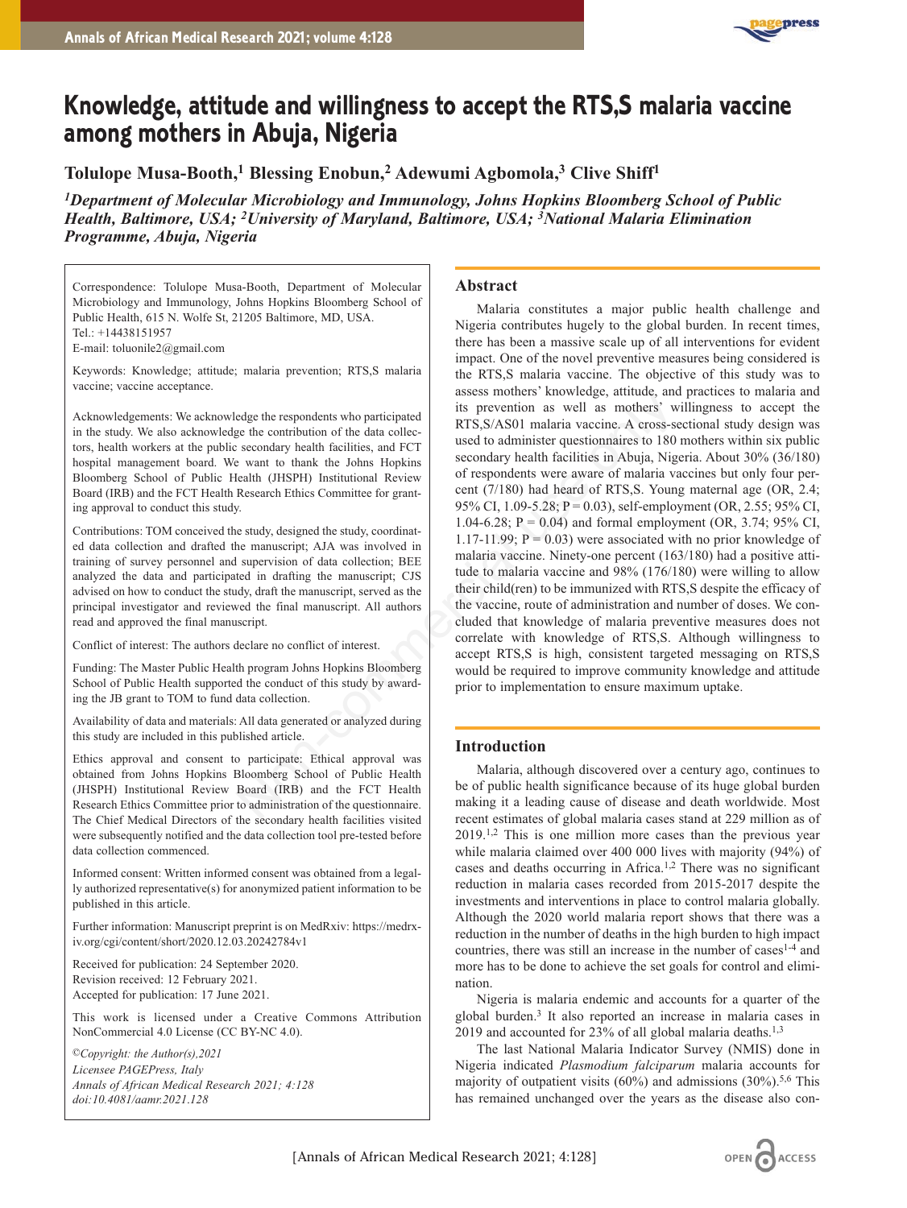# Knowledge, attitude and willingness to accept the RTS,S malaria vaccine among mothers in Abuja, Nigeria

**Tolulope Musa-Booth,[1] Blessing Enobun,[2] Adewumi Agbomola,[3] Clive Shiff[1]**

*[1]Department of Molecular Microbiology and Immunology, Johns Hopkins Bloomberg School of Public Health, Baltimore, USA; [2]University of Maryland, Baltimore, USA; [3]National Malaria Elimination Programme, Abuja, Nigeria*

Correspondence: Tolulope Musa-Booth, Department of Molecular Microbiology and Immunology, Johns Hopkins Bloomberg School of Public Health, 615 N. Wolfe St, 21205 Baltimore, MD, USA.
Tel.: +14438151957
E-mail: toluonile2@gmail.com

Keywords: Knowledge; attitude; malaria prevention; RTS,S malaria vaccine; vaccine acceptance.

Acknowledgements: We acknowledge the respondents who participated in the study. We also acknowledge the contribution of the data collectors, health workers at the public secondary health facilities, and FCT hospital management board. We want to thank the Johns Hopkins Bloomberg School of Public Health (JHSPH) Institutional Review Board (IRB) and the FCT Health Research Ethics Committee for granting approval to conduct this study.

Contributions: TOM conceived the study, designed the study, coordinated data collection and drafted the manuscript; AJA was involved in training of survey personnel and supervision of data collection; BEE analyzed the data and participated in drafting the manuscript; CJS advised on how to conduct the study, draft the manuscript, served as the principal investigator and reviewed the final manuscript. All authors read and approved the final manuscript.

Conflict of interest: The authors declare no conflict of interest.

Funding: The Master Public Health program Johns Hopkins Bloomberg School of Public Health supported the conduct of this study by awarding the JB grant to TOM to fund data collection.

Availability of data and materials: All data generated or analyzed during this study are included in this published article.

Ethics approval and consent to participate: Ethical approval was obtained from Johns Hopkins Bloomberg School of Public Health (JHSPH) Institutional Review Board (IRB) and the FCT Health Research Ethics Committee prior to administration of the questionnaire. The Chief Medical Directors of the secondary health facilities visited were subsequently notified and the data collection tool pre-tested before data collection commenced.

Informed consent: Written informed consent was obtained from a legally authorized representative(s) for anonymized patient information to be published in this article.

Further information: Manuscript preprint is on MedRxiv: https://medrxiv.org/cgi/content/short/2020.12.03.20242784v1

Received for publication: 24 September 2020.
Revision received: 12 February 2021.
Accepted for publication: 17 June 2021.

This work is licensed under a Creative Commons Attribution NonCommercial 4.0 License (CC BY-NC 4.0).

*©Copyright: the Author(s),2021*
*Licensee PAGEPress, Italy*
*Annals of African Medical Research 2021; 4:128*
*doi:10.4081/aamr.2021.128*

## Abstract

Malaria constitutes a major public health challenge and Nigeria contributes hugely to the global burden. In recent times, there has been a massive scale up of all interventions for evident impact. One of the novel preventive measures being considered is the RTS,S malaria vaccine. The objective of this study was to assess mothers' knowledge, attitude, and practices to malaria and its prevention as well as mothers' willingness to accept the RTS,S/AS01 malaria vaccine. A cross-sectional study design was used to administer questionnaires to 180 mothers within six public secondary health facilities in Abuja, Nigeria. About 30% (36/180) of respondents were aware of malaria vaccines but only four percent (7/180) had heard of RTS,S. Young maternal age (OR, 2.4; 95% CI, 1.09-5.28; P = 0.03), self-employment (OR, 2.55; 95% CI, 1.04-6.28; P = 0.04) and formal employment (OR, 3.74; 95% CI, 1.17-11.99; P = 0.03) were associated with no prior knowledge of malaria vaccine. Ninety-one percent (163/180) had a positive attitude to malaria vaccine and 98% (176/180) were willing to allow their child(ren) to be immunized with RTS,S despite the efficacy of the vaccine, route of administration and number of doses. We concluded that knowledge of malaria preventive measures does not correlate with knowledge of RTS,S. Although willingness to accept RTS,S is high, consistent targeted messaging on RTS,S would be required to improve community knowledge and attitude prior to implementation to ensure maximum uptake.

## Introduction

Malaria, although discovered over a century ago, continues to be of public health significance because of its huge global burden making it a leading cause of disease and death worldwide. Most recent estimates of global malaria cases stand at 229 million as of 2019.[1,2] This is one million more cases than the previous year while malaria claimed over 400 000 lives with majority (94%) of cases and deaths occurring in Africa.[1,2] There was no significant reduction in malaria cases recorded from 2015-2017 despite the investments and interventions in place to control malaria globally. Although the 2020 world malaria report shows that there was a reduction in the number of deaths in the high burden to high impact countries, there was still an increase in the number of cases[1-4] and more has to be done to achieve the set goals for control and elimination.

Nigeria is malaria endemic and accounts for a quarter of the global burden.[3] It also reported an increase in malaria cases in 2019 and accounted for 23% of all global malaria deaths.[1,3]

The last National Malaria Indicator Survey (NMIS) done in Nigeria indicated *Plasmodium falciparum* malaria accounts for majority of outpatient visits (60%) and admissions (30%).[5,6] This has remained unchanged over the years as the disease also con-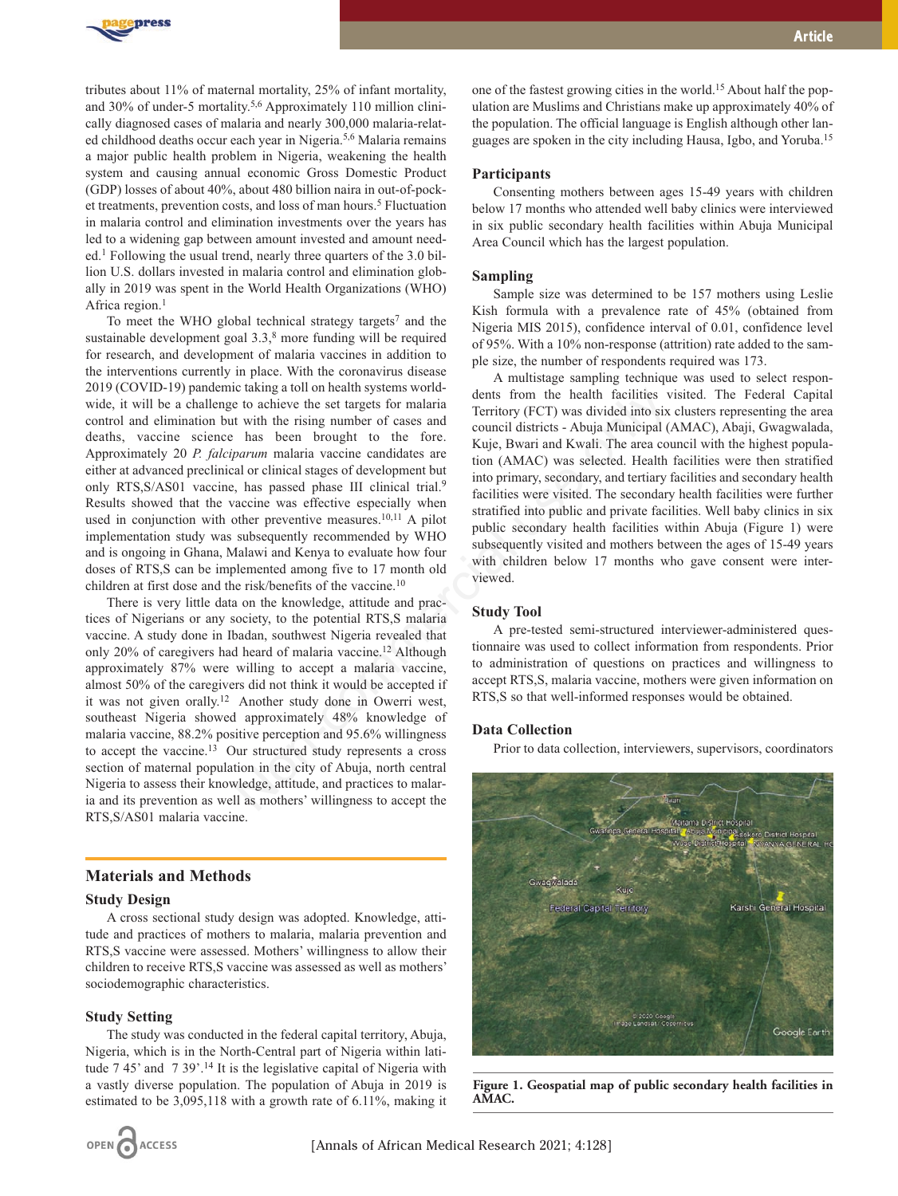tributes about 11% of maternal mortality, 25% of infant mortality, and 30% of under-5 mortality.[5,6] Approximately 110 million clinically diagnosed cases of malaria and nearly 300,000 malaria-related childhood deaths occur each year in Nigeria.[5,6] Malaria remains a major public health problem in Nigeria, weakening the health system and causing annual economic Gross Domestic Product (GDP) losses of about 40%, about 480 billion naira in out-of-pocket treatments, prevention costs, and loss of man hours.[5] Fluctuation in malaria control and elimination investments over the years has led to a widening gap between amount invested and amount needed.[1] Following the usual trend, nearly three quarters of the 3.0 billion U.S. dollars invested in malaria control and elimination globally in 2019 was spent in the World Health Organizations (WHO) Africa region.[1]

To meet the WHO global technical strategy targets[7] and the sustainable development goal 3.3,[8] more funding will be required for research, and development of malaria vaccines in addition to the interventions currently in place. With the coronavirus disease 2019 (COVID-19) pandemic taking a toll on health systems worldwide, it will be a challenge to achieve the set targets for malaria control and elimination but with the rising number of cases and deaths, vaccine science has been brought to the fore. Approximately 20 *P. falciparum* malaria vaccine candidates are either at advanced preclinical or clinical stages of development but only RTS,S/AS01 vaccine, has passed phase III clinical trial.[9] Results showed that the vaccine was effective especially when used in conjunction with other preventive measures.[10,11] A pilot implementation study was subsequently recommended by WHO and is ongoing in Ghana, Malawi and Kenya to evaluate how four doses of RTS,S can be implemented among five to 17 month old children at first dose and the risk/benefits of the vaccine.[10]

There is very little data on the knowledge, attitude and practices of Nigerians or any society, to the potential RTS,S malaria vaccine. A study done in Ibadan, southwest Nigeria revealed that only 20% of caregivers had heard of malaria vaccine.[12] Although approximately 87% were willing to accept a malaria vaccine, almost 50% of the caregivers did not think it would be accepted if it was not given orally.[12] Another study done in Owerri west, southeast Nigeria showed approximately 48% knowledge of malaria vaccine, 88.2% positive perception and 95.6% willingness to accept the vaccine.[13] Our structured study represents a cross section of maternal population in the city of Abuja, north central Nigeria to assess their knowledge, attitude, and practices to malaria and its prevention as well as mothers' willingness to accept the RTS,S/AS01 malaria vaccine.

## Materials and Methods

### Study Design

A cross sectional study design was adopted. Knowledge, attitude and practices of mothers to malaria, malaria prevention and RTS,S vaccine were assessed. Mothers' willingness to allow their children to receive RTS,S vaccine was assessed as well as mothers' sociodemographic characteristics.

### Study Setting

The study was conducted in the federal capital territory, Abuja, Nigeria, which is in the North-Central part of Nigeria within latitude 7 45' and 7 39'.[14] It is the legislative capital of Nigeria with a vastly diverse population. The population of Abuja in 2019 is estimated to be 3,095,118 with a growth rate of 6.11%, making it one of the fastest growing cities in the world.[15] About half the population are Muslims and Christians make up approximately 40% of the population. The official language is English although other languages are spoken in the city including Hausa, Igbo, and Yoruba.[15]

### Participants

Consenting mothers between ages 15-49 years with children below 17 months who attended well baby clinics were interviewed in six public secondary health facilities within Abuja Municipal Area Council which has the largest population.

### Sampling

Sample size was determined to be 157 mothers using Leslie Kish formula with a prevalence rate of 45% (obtained from Nigeria MIS 2015), confidence interval of 0.01, confidence level of 95%. With a 10% non-response (attrition) rate added to the sample size, the number of respondents required was 173.

A multistage sampling technique was used to select respondents from the health facilities visited. The Federal Capital Territory (FCT) was divided into six clusters representing the area council districts - Abuja Municipal (AMAC), Abaji, Gwagwalada, Kuje, Bwari and Kwali. The area council with the highest population (AMAC) was selected. Health facilities were then stratified into primary, secondary, and tertiary facilities and secondary health facilities were visited. The secondary health facilities were further stratified into public and private facilities. Well baby clinics in six public secondary health facilities within Abuja (Figure 1) were subsequently visited and mothers between the ages of 15-49 years with children below 17 months who gave consent were interviewed.

### Study Tool

A pre-tested semi-structured interviewer-administered questionnaire was used to collect information from respondents. Prior to administration of questions on practices and willingness to accept RTS,S, malaria vaccine, mothers were given information on RTS,S so that well-informed responses would be obtained.

### Data Collection

Prior to data collection, interviewers, supervisors, coordinators

**Figure 1. Geospatial map of public secondary health facilities in AMAC.**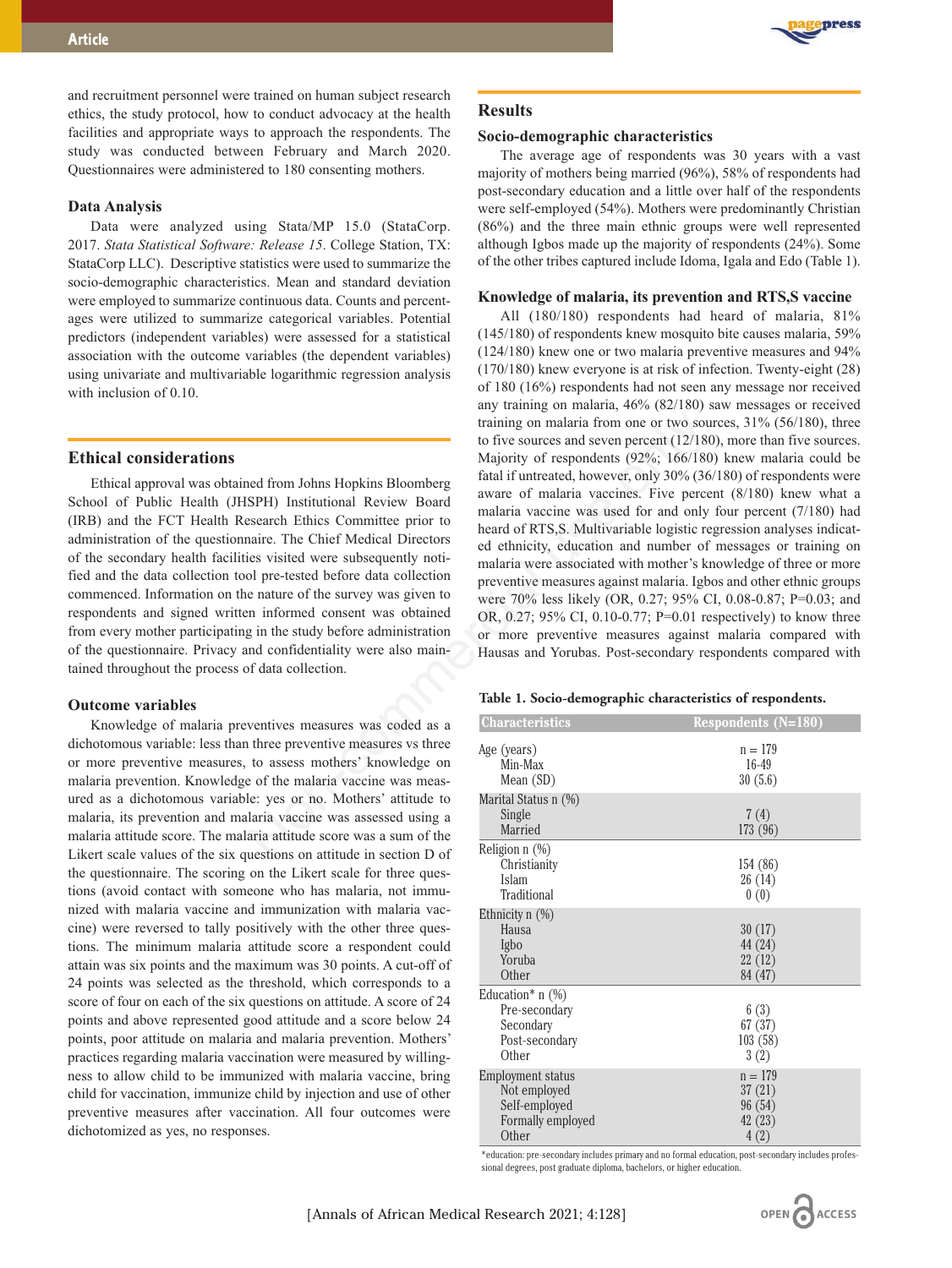and recruitment personnel were trained on human subject research ethics, the study protocol, how to conduct advocacy at the health facilities and appropriate ways to approach the respondents. The study was conducted between February and March 2020. Questionnaires were administered to 180 consenting mothers.

### Data Analysis

Data were analyzed using Stata/MP 15.0 (StataCorp. 2017. *Stata Statistical Software: Release 15*. College Station, TX: StataCorp LLC). Descriptive statistics were used to summarize the socio-demographic characteristics. Mean and standard deviation were employed to summarize continuous data. Counts and percentages were utilized to summarize categorical variables. Potential predictors (independent variables) were assessed for a statistical association with the outcome variables (the dependent variables) using univariate and multivariable logarithmic regression analysis with inclusion of 0.10.

## Ethical considerations

Ethical approval was obtained from Johns Hopkins Bloomberg School of Public Health (JHSPH) Institutional Review Board (IRB) and the FCT Health Research Ethics Committee prior to administration of the questionnaire. The Chief Medical Directors of the secondary health facilities visited were subsequently notified and the data collection tool pre-tested before data collection commenced. Information on the nature of the survey was given to respondents and signed written informed consent was obtained from every mother participating in the study before administration of the questionnaire. Privacy and confidentiality were also maintained throughout the process of data collection.

### Outcome variables

Knowledge of malaria preventives measures was coded as a dichotomous variable: less than three preventive measures vs three or more preventive measures, to assess mothers' knowledge on malaria prevention. Knowledge of the malaria vaccine was measured as a dichotomous variable: yes or no. Mothers' attitude to malaria, its prevention and malaria vaccine was assessed using a malaria attitude score. The malaria attitude score was a sum of the Likert scale values of the six questions on attitude in section D of the questionnaire. The scoring on the Likert scale for three questions (avoid contact with someone who has malaria, not immunized with malaria vaccine and immunization with malaria vaccine) were reversed to tally positively with the other three questions. The minimum malaria attitude score a respondent could attain was six points and the maximum was 30 points. A cut-off of 24 points was selected as the threshold, which corresponds to a score of four on each of the six questions on attitude. A score of 24 points and above represented good attitude and a score below 24 points, poor attitude on malaria and malaria prevention. Mothers' practices regarding malaria vaccination were measured by willingness to allow child to be immunized with malaria vaccine, bring child for vaccination, immunize child by injection and use of other preventive measures after vaccination. All four outcomes were dichotomized as yes, no responses.

## Results

### Socio-demographic characteristics

The average age of respondents was 30 years with a vast majority of mothers being married (96%), 58% of respondents had post-secondary education and a little over half of the respondents were self-employed (54%). Mothers were predominantly Christian (86%) and the three main ethnic groups were well represented although Igbos made up the majority of respondents (24%). Some of the other tribes captured include Idoma, Igala and Edo (Table 1).

### Knowledge of malaria, its prevention and RTS,S vaccine

All (180/180) respondents had heard of malaria, 81% (145/180) of respondents knew mosquito bite causes malaria, 59% (124/180) knew one or two malaria preventive measures and 94% (170/180) knew everyone is at risk of infection. Twenty-eight (28) of 180 (16%) respondents had not seen any message nor received any training on malaria, 46% (82/180) saw messages or received training on malaria from one or two sources, 31% (56/180), three to five sources and seven percent (12/180), more than five sources. Majority of respondents (92%; 166/180) knew malaria could be fatal if untreated, however, only 30% (36/180) of respondents were aware of malaria vaccines. Five percent (8/180) knew what a malaria vaccine was used for and only four percent (7/180) had heard of RTS,S. Multivariable logistic regression analyses indicated ethnicity, education and number of messages or training on malaria were associated with mother's knowledge of three or more preventive measures against malaria. Igbos and other ethnic groups were 70% less likely (OR, 0.27; 95% CI, 0.08-0.87; P=0.03; and OR, 0.27; 95% CI, 0.10-0.77; P=0.01 respectively) to know three or more preventive measures against malaria compared with Hausas and Yorubas. Post-secondary respondents compared with

**Table 1. Socio-demographic characteristics of respondents.**

| Characteristics | Respondents (N=180) |
|---|---|
| Age (years) | n = 179 |
| Min-Max | 16-49 |
| Mean (SD) | 30 (5.6) |
| Marital Status n (%) | |
| Single | 7 (4) |
| Married | 173 (96) |
| Religion n (%) | |
| Christianity | 154 (86) |
| Islam | 26 (14) |
| Traditional | 0 (0) |
| Ethnicity n (%) | |
| Hausa | 30 (17) |
| Igbo | 44 (24) |
| Yoruba | 22 (12) |
| Other | 84 (47) |
| Education* n (%) | |
| Pre-secondary | 6 (3) |
| Secondary | 67 (37) |
| Post-secondary | 103 (58) |
| Other | 3 (2) |
| Employment status | n = 179 |
| Not employed | 37 (21) |
| Self-employed | 96 (54) |
| Formally employed | 42 (23) |
| Other | 4 (2) |

*education: pre-secondary includes primary and no formal education, post-secondary includes professional degrees, post graduate diploma, bachelors, or higher education.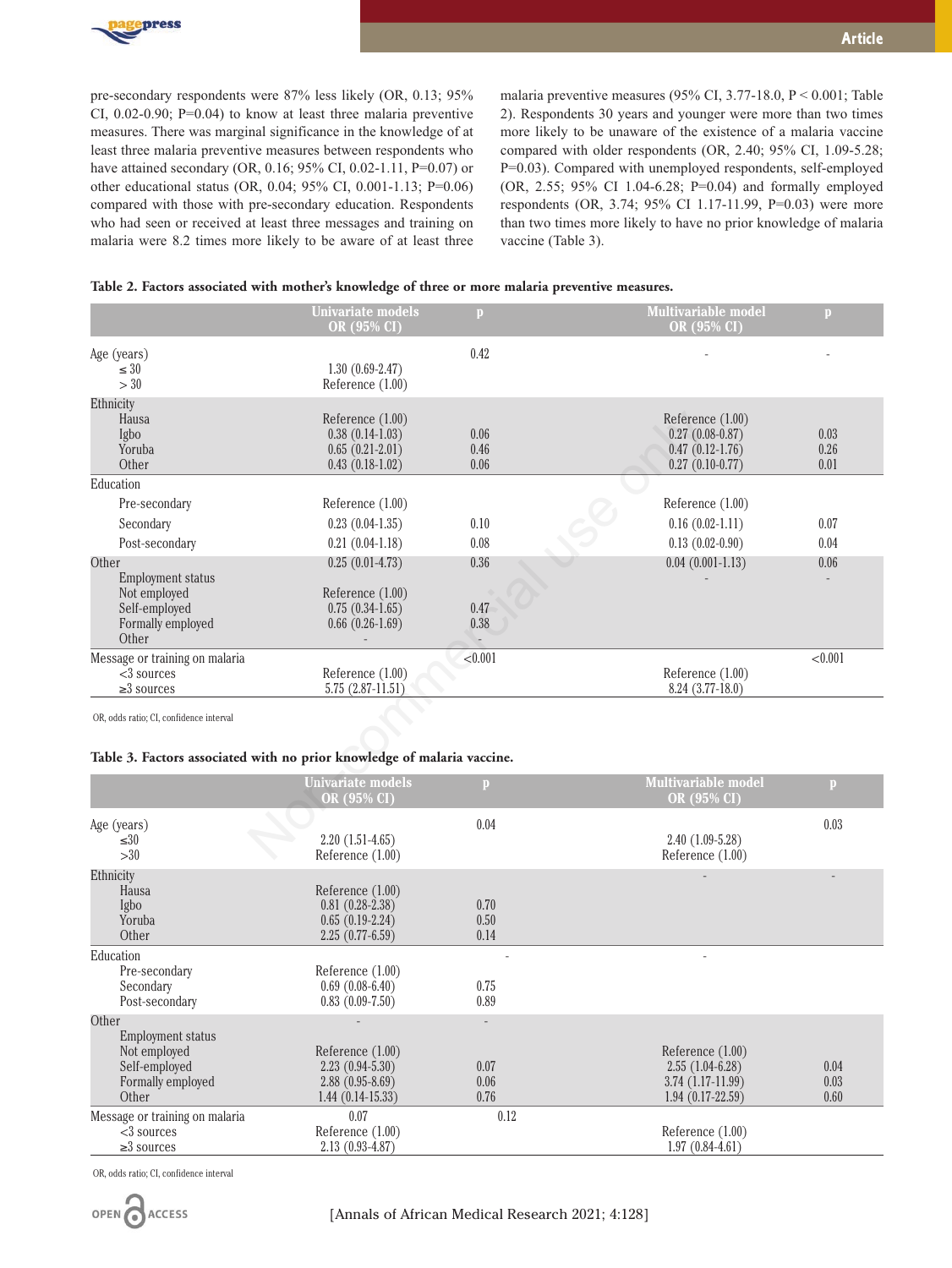pre-secondary respondents were 87% less likely (OR, 0.13; 95% CI, 0.02-0.90; P=0.04) to know at least three malaria preventive measures. There was marginal significance in the knowledge of at least three malaria preventive measures between respondents who have attained secondary (OR, 0.16; 95% CI, 0.02-1.11, P=0.07) or other educational status (OR, 0.04; 95% CI, 0.001-1.13; P=0.06) compared with those with pre-secondary education. Respondents who had seen or received at least three messages and training on malaria were 8.2 times more likely to be aware of at least three malaria preventive measures (95% CI, 3.77-18.0, P < 0.001; Table 2). Respondents 30 years and younger were more than two times more likely to be unaware of the existence of a malaria vaccine compared with older respondents (OR, 2.40; 95% CI, 1.09-5.28; P=0.03). Compared with unemployed respondents, self-employed (OR, 2.55; 95% CI 1.04-6.28; P=0.04) and formally employed respondents (OR, 3.74; 95% CI 1.17-11.99, P=0.03) were more than two times more likely to have no prior knowledge of malaria vaccine (Table 3).

**Table 2. Factors associated with mother's knowledge of three or more malaria preventive measures.**

| | Univariate models OR (95% CI) | p | Multivariable model OR (95% CI) | p |
|---|---|---|---|---|
| Age (years) | | 0.42 | - | - |
| ≤ 30 | 1.30 (0.69-2.47) | | | |
| > 30 | Reference (1.00) | | | |
| Ethnicity | | | | |
| Hausa | Reference (1.00) | | Reference (1.00) | |
| Igbo | 0.38 (0.14-1.03) | 0.06 | 0.27 (0.08-0.87) | 0.03 |
| Yoruba | 0.65 (0.21-2.01) | 0.46 | 0.47 (0.12-1.76) | 0.26 |
| Other | 0.43 (0.18-1.02) | 0.06 | 0.27 (0.10-0.77) | 0.01 |
| Education | | | | |
| Pre-secondary | Reference (1.00) | | Reference (1.00) | |
| Secondary | 0.23 (0.04-1.35) | 0.10 | 0.16 (0.02-1.11) | 0.07 |
| Post-secondary | 0.21 (0.04-1.18) | 0.08 | 0.13 (0.02-0.90) | 0.04 |
| Other | 0.25 (0.01-4.73) | 0.36 | 0.04 (0.001-1.13) | 0.06 |
| Employment status | | | - | - |
| Not employed | Reference (1.00) | | | |
| Self-employed | 0.75 (0.34-1.65) | 0.47 | | |
| Formally employed | 0.66 (0.26-1.69) | 0.38 | | |
| Other | - | - | | |
| Message or training on malaria | | <0.001 | | <0.001 |
| <3 sources | Reference (1.00) | | Reference (1.00) | |
| ≥3 sources | 5.75 (2.87-11.51) | | 8.24 (3.77-18.0) | |

OR, odds ratio; CI, confidence interval

**Table 3. Factors associated with no prior knowledge of malaria vaccine.**

| | Univariate models OR (95% CI) | p | Multivariable model OR (95% CI) | p |
|---|---|---|---|---|
| Age (years) | | 0.04 | | 0.03 |
| ≤30 | 2.20 (1.51-4.65) | | 2.40 (1.09-5.28) | |
| >30 | Reference (1.00) | | Reference (1.00) | |
| Ethnicity | | | - | - |
| Hausa | Reference (1.00) | | | |
| Igbo | 0.81 (0.28-2.38) | 0.70 | | |
| Yoruba | 0.65 (0.19-2.24) | 0.50 | | |
| Other | 2.25 (0.77-6.59) | 0.14 | | |
| Education | | - | - | |
| Pre-secondary | Reference (1.00) | | | |
| Secondary | 0.69 (0.08-6.40) | 0.75 | | |
| Post-secondary | 0.83 (0.09-7.50) | 0.89 | | |
| Other | - | - | | |
| Employment status | | | | |
| Not employed | Reference (1.00) | | Reference (1.00) | |
| Self-employed | 2.23 (0.94-5.30) | 0.07 | 2.55 (1.04-6.28) | 0.04 |
| Formally employed | 2.88 (0.95-8.69) | 0.06 | 3.74 (1.17-11.99) | 0.03 |
| Other | 1.44 (0.14-15.33) | 0.76 | 1.94 (0.17-22.59) | 0.60 |
| Message or training on malaria | 0.07 | 0.12 | | |
| <3 sources | Reference (1.00) | | Reference (1.00) | |
| ≥3 sources | 2.13 (0.93-4.87) | | 1.97 (0.84-4.61) | |

OR, odds ratio; CI, confidence interval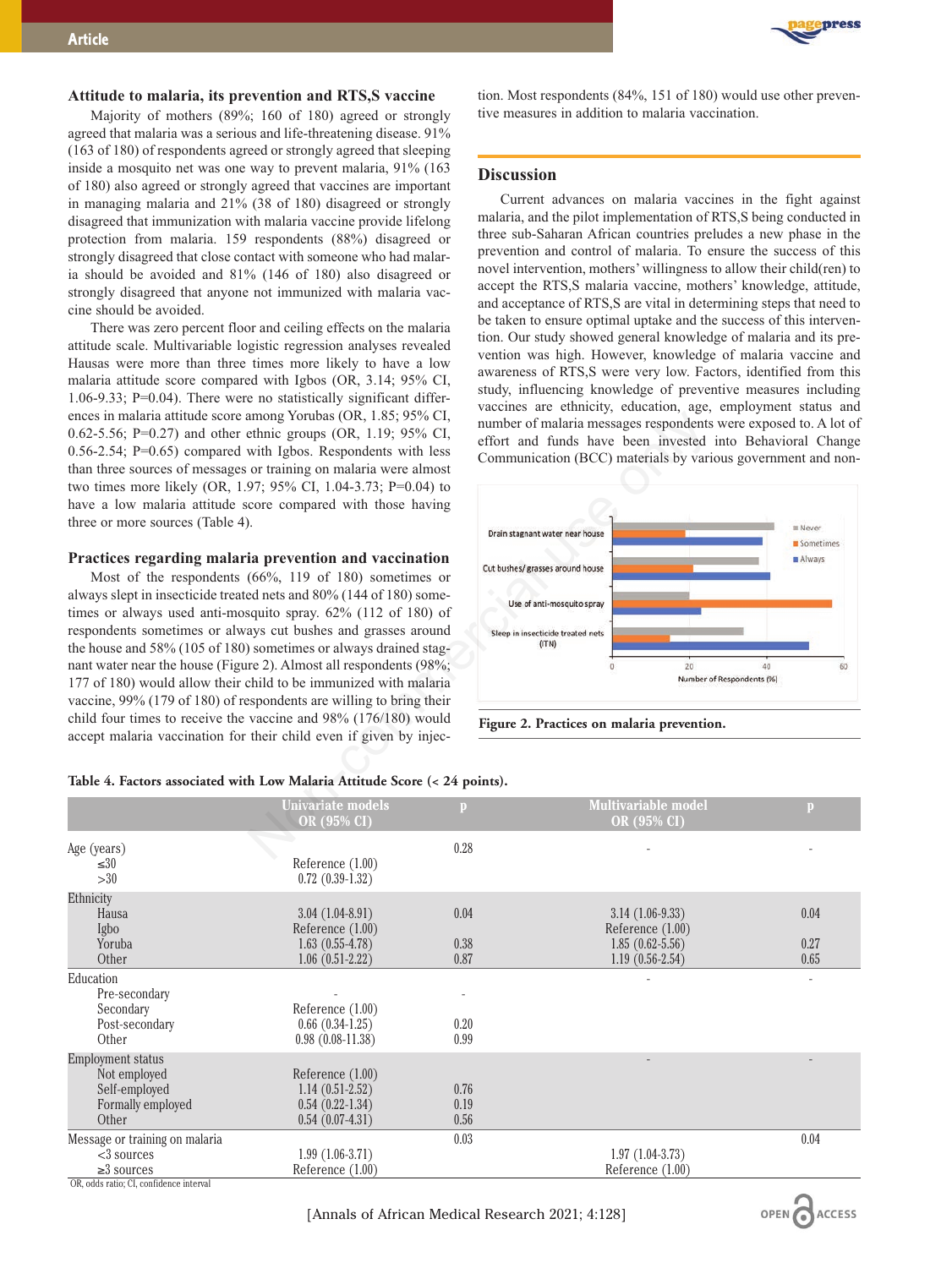### Attitude to malaria, its prevention and RTS,S vaccine

Majority of mothers (89%; 160 of 180) agreed or strongly agreed that malaria was a serious and life-threatening disease. 91% (163 of 180) of respondents agreed or strongly agreed that sleeping inside a mosquito net was one way to prevent malaria, 91% (163 of 180) also agreed or strongly agreed that vaccines are important in managing malaria and 21% (38 of 180) disagreed or strongly disagreed that immunization with malaria vaccine provide lifelong protection from malaria. 159 respondents (88%) disagreed or strongly disagreed that close contact with someone who had malaria should be avoided and 81% (146 of 180) also disagreed or strongly disagreed that anyone not immunized with malaria vaccine should be avoided.

There was zero percent floor and ceiling effects on the malaria attitude scale. Multivariable logistic regression analyses revealed Hausas were more than three times more likely to have a low malaria attitude score compared with Igbos (OR, 3.14; 95% CI, 1.06-9.33; P=0.04). There were no statistically significant differences in malaria attitude score among Yorubas (OR, 1.85; 95% CI, 0.62-5.56; P=0.27) and other ethnic groups (OR, 1.19; 95% CI, 0.56-2.54; P=0.65) compared with Igbos. Respondents with less than three sources of messages or training on malaria were almost two times more likely (OR, 1.97; 95% CI, 1.04-3.73; P=0.04) to have a low malaria attitude score compared with those having three or more sources (Table 4).

### Practices regarding malaria prevention and vaccination

Most of the respondents (66%, 119 of 180) sometimes or always slept in insecticide treated nets and 80% (144 of 180) sometimes or always used anti-mosquito spray. 62% (112 of 180) of respondents sometimes or always cut bushes and grasses around the house and 58% (105 of 180) sometimes or always drained stagnant water near the house (Figure 2). Almost all respondents (98%; 177 of 180) would allow their child to be immunized with malaria vaccine, 99% (179 of 180) of respondents are willing to bring their child four times to receive the vaccine and 98% (176/180) would accept malaria vaccination for their child even if given by injection. Most respondents (84%, 151 of 180) would use other preventive measures in addition to malaria vaccination.

## Discussion

Current advances on malaria vaccines in the fight against malaria, and the pilot implementation of RTS,S being conducted in three sub-Saharan African countries preludes a new phase in the prevention and control of malaria. To ensure the success of this novel intervention, mothers' willingness to allow their child(ren) to accept the RTS,S malaria vaccine, mothers' knowledge, attitude, and acceptance of RTS,S are vital in determining steps that need to be taken to ensure optimal uptake and the success of this intervention. Our study showed general knowledge of malaria and its prevention was high. However, knowledge of malaria vaccine and awareness of RTS,S were very low. Factors, identified from this study, influencing knowledge of preventive measures including vaccines are ethnicity, education, age, employment status and number of malaria messages respondents were exposed to. A lot of effort and funds have been invested into Behavioral Change Communication (BCC) materials by various government and non-

**Figure 2. Practices on malaria prevention.**

**Table 4. Factors associated with Low Malaria Attitude Score (< 24 points).**

| | Univariate models OR (95% CI) | p | Multivariable model OR (95% CI) | p |
|---|---|---|---|---|
| Age (years) | | 0.28 | - | - |
| ≤30 | Reference (1.00) | | | |
| >30 | 0.72 (0.39-1.32) | | | |
| Ethnicity | | | | |
| Hausa | 3.04 (1.04-8.91) | 0.04 | 3.14 (1.06-9.33) | 0.04 |
| Igbo | Reference (1.00) | | Reference (1.00) | |
| Yoruba | 1.63 (0.55-4.78) | 0.38 | 1.85 (0.62-5.56) | 0.27 |
| Other | 1.06 (0.51-2.22) | 0.87 | 1.19 (0.56-2.54) | 0.65 |
| Education | | | - | - |
| Pre-secondary | - | - | | |
| Secondary | Reference (1.00) | | | |
| Post-secondary | 0.66 (0.34-1.25) | 0.20 | | |
| Other | 0.98 (0.08-11.38) | 0.99 | | |
| Employment status | | | - | - |
| Not employed | Reference (1.00) | | | |
| Self-employed | 1.14 (0.51-2.52) | 0.76 | | |
| Formally employed | 0.54 (0.22-1.34) | 0.19 | | |
| Other | 0.54 (0.07-4.31) | 0.56 | | |
| Message or training on malaria | | 0.03 | | 0.04 |
| <3 sources | 1.99 (1.06-3.71) | | 1.97 (1.04-3.73) | |
| ≥3 sources | Reference (1.00) | | Reference (1.00) | |

OR, odds ratio; CI, confidence interval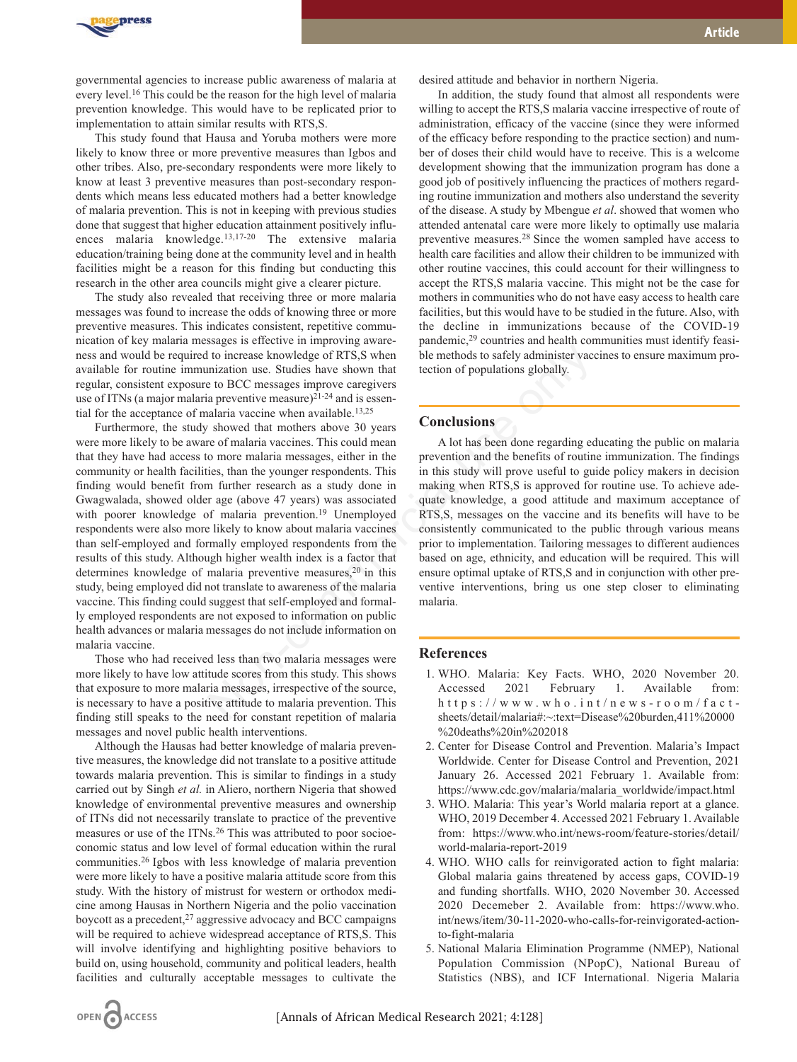governmental agencies to increase public awareness of malaria at every level.[16] This could be the reason for the high level of malaria prevention knowledge. This would have to be replicated prior to implementation to attain similar results with RTS,S.

This study found that Hausa and Yoruba mothers were more likely to know three or more preventive measures than Igbos and other tribes. Also, pre-secondary respondents were more likely to know at least 3 preventive measures than post-secondary respondents which means less educated mothers had a better knowledge of malaria prevention. This is not in keeping with previous studies done that suggest that higher education attainment positively influences malaria knowledge.[13,17-20] The extensive malaria education/training being done at the community level and in health facilities might be a reason for this finding but conducting this research in the other area councils might give a clearer picture.

The study also revealed that receiving three or more malaria messages was found to increase the odds of knowing three or more preventive measures. This indicates consistent, repetitive communication of key malaria messages is effective in improving awareness and would be required to increase knowledge of RTS,S when available for routine immunization use. Studies have shown that regular, consistent exposure to BCC messages improve caregivers use of ITNs (a major malaria preventive measure)[21-24] and is essential for the acceptance of malaria vaccine when available.[13,25]

Furthermore, the study showed that mothers above 30 years were more likely to be aware of malaria vaccines. This could mean that they have had access to more malaria messages, either in the community or health facilities, than the younger respondents. This finding would benefit from further research as a study done in Gwagwalada, showed older age (above 47 years) was associated with poorer knowledge of malaria prevention.[19] Unemployed respondents were also more likely to know about malaria vaccines than self-employed and formally employed respondents from the results of this study. Although higher wealth index is a factor that determines knowledge of malaria preventive measures,[20] in this study, being employed did not translate to awareness of the malaria vaccine. This finding could suggest that self-employed and formally employed respondents are not exposed to information on public health advances or malaria messages do not include information on malaria vaccine.

Those who had received less than two malaria messages were more likely to have low attitude scores from this study. This shows that exposure to more malaria messages, irrespective of the source, is necessary to have a positive attitude to malaria prevention. This finding still speaks to the need for constant repetition of malaria messages and novel public health interventions.

Although the Hausas had better knowledge of malaria preventive measures, the knowledge did not translate to a positive attitude towards malaria prevention. This is similar to findings in a study carried out by Singh *et al.* in Aliero, northern Nigeria that showed knowledge of environmental preventive measures and ownership of ITNs did not necessarily translate to practice of the preventive measures or use of the ITNs.[26] This was attributed to poor socioeconomic status and low level of formal education within the rural communities.[26] Igbos with less knowledge of malaria prevention were more likely to have a positive malaria attitude score from this study. With the history of mistrust for western or orthodox medicine among Hausas in Northern Nigeria and the polio vaccination boycott as a precedent,[27] aggressive advocacy and BCC campaigns will be required to achieve widespread acceptance of RTS,S. This will involve identifying and highlighting positive behaviors to build on, using household, community and political leaders, health facilities and culturally acceptable messages to cultivate the desired attitude and behavior in northern Nigeria.

In addition, the study found that almost all respondents were willing to accept the RTS,S malaria vaccine irrespective of route of administration, efficacy of the vaccine (since they were informed of the efficacy before responding to the practice section) and number of doses their child would have to receive. This is a welcome development showing that the immunization program has done a good job of positively influencing the practices of mothers regarding routine immunization and mothers also understand the severity of the disease. A study by Mbengue *et al*. showed that women who attended antenatal care were more likely to optimally use malaria preventive measures.[28] Since the women sampled have access to health care facilities and allow their children to be immunized with other routine vaccines, this could account for their willingness to accept the RTS,S malaria vaccine. This might not be the case for mothers in communities who do not have easy access to health care facilities, but this would have to be studied in the future. Also, with the decline in immunizations because of the COVID-19 pandemic,[29] countries and health communities must identify feasible methods to safely administer vaccines to ensure maximum protection of populations globally.

## Conclusions

A lot has been done regarding educating the public on malaria prevention and the benefits of routine immunization. The findings in this study will prove useful to guide policy makers in decision making when RTS,S is approved for routine use. To achieve adequate knowledge, a good attitude and maximum acceptance of RTS,S, messages on the vaccine and its benefits will have to be consistently communicated to the public through various means prior to implementation. Tailoring messages to different audiences based on age, ethnicity, and education will be required. This will ensure optimal uptake of RTS,S and in conjunction with other preventive interventions, bring us one step closer to eliminating malaria.

## References

1. WHO. Malaria: Key Facts. WHO, 2020 November 20. Accessed 2021 February 1. Available from: https://www.who.int/news-room/fact-sheets/detail/malaria#:~:text=Disease%20burden,411%20000%20deaths%20in%202018
2. Center for Disease Control and Prevention. Malaria's Impact Worldwide. Center for Disease Control and Prevention, 2021 January 26. Accessed 2021 February 1. Available from: https://www.cdc.gov/malaria/malaria_worldwide/impact.html
3. WHO. Malaria: This year's World malaria report at a glance. WHO, 2019 December 4. Accessed 2021 February 1. Available from: https://www.who.int/news-room/feature-stories/detail/world-malaria-report-2019
4. WHO. WHO calls for reinvigorated action to fight malaria: Global malaria gains threatened by access gaps, COVID-19 and funding shortfalls. WHO, 2020 November 30. Accessed 2020 Decemeber 2. Available from: https://www.who.int/news/item/30-11-2020-who-calls-for-reinvigorated-action-to-fight-malaria
5. National Malaria Elimination Programme (NMEP), National Population Commission (NPopC), National Bureau of Statistics (NBS), and ICF International. Nigeria Malaria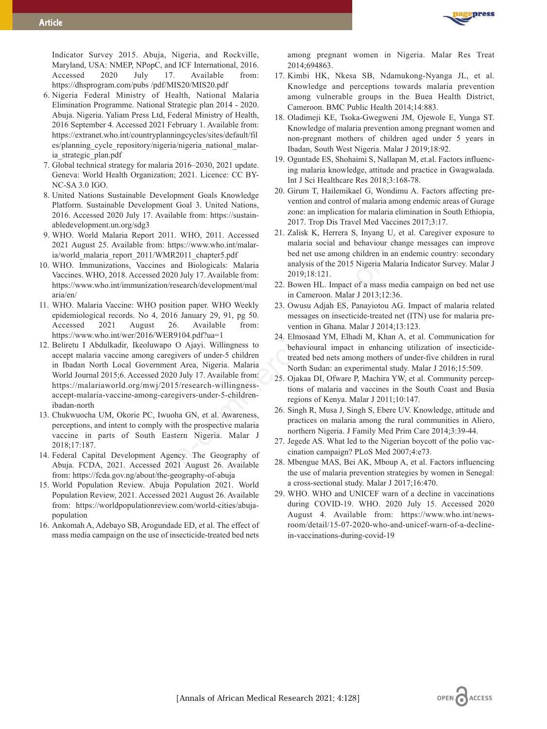Indicator Survey 2015. Abuja, Nigeria, and Rockville, Maryland, USA: NMEP, NPopC, and ICF International, 2016. Accessed 2020 July 17. Available from: https://dhsprogram.com/pubs /pdf/MIS20/MIS20.pdf

6. Nigeria Federal Ministry of Health, National Malaria Elimination Programme. National Strategic plan 2014 - 2020. Abuja. Nigeria. Yaliam Press Ltd, Federal Ministry of Health, 2016 September 4. Accessed 2021 February 1. Available from: https://extranet.who.int/countryplanningcycles/sites/default/files/planning_cycle_repository/nigeria/nigeria_national_malaria_strategic_plan.pdf
7. Global technical strategy for malaria 2016–2030, 2021 update. Geneva: World Health Organization; 2021. Licence: CC BY-NC-SA 3.0 IGO.
8. United Nations Sustainable Development Goals Knowledge Platform. Sustainable Development Goal 3. United Nations, 2016. Accessed 2020 July 17. Available from: https://sustainabledevelopment.un.org/sdg3
9. WHO. World Malaria Report 2011. WHO, 2011. Accessed 2021 August 25. Available from: https://www.who.int/malaria/world_malaria_report_2011/WMR2011_chapter5.pdf
10. WHO. Immunizations, Vaccines and Biologicals: Malaria Vaccines. WHO, 2018. Accessed 2020 July 17. Available from: https://www.who.int/immunization/research/development/malaria/en/
11. WHO. Malaria Vaccine: WHO position paper. WHO Weekly epidemiological records. No 4, 2016 January 29, 91, pg 50. Accessed 2021 August 26. Available from: https://www.who.int/wer/2016/WER9104.pdf?ua=1
12. Beliretu I Abdulkadir, Ikeoluwapo O Ajayi. Willingness to accept malaria vaccine among caregivers of under-5 children in Ibadan North Local Government Area, Nigeria. Malaria World Journal 2015;6. Accessed 2020 July 17. Available from: https://malariaworld.org/mwj/2015/research-willingness-accept-malaria-vaccine-among-caregivers-under-5-children-ibadan-north
13. Chukwuocha UM, Okorie PC, Iwuoha GN, et al. Awareness, perceptions, and intent to comply with the prospective malaria vaccine in parts of South Eastern Nigeria. Malar J 2018;17:187.
14. Federal Capital Development Agency. The Geography of Abuja. FCDA, 2021. Accessed 2021 August 26. Available from: https://fcda.gov.ng/about/the-geography-of-abuja
15. World Population Review. Abuja Population 2021. World Population Review, 2021. Accessed 2021 August 26. Available from: https://worldpopulationreview.com/world-cities/abuja-population
16. Ankomah A, Adebayo SB, Arogundade ED, et al. The effect of mass media campaign on the use of insecticide-treated bed nets among pregnant women in Nigeria. Malar Res Treat 2014;694863.
17. Kimbi HK, Nkesa SB, Ndamukong-Nyanga JL, et al. Knowledge and perceptions towards malaria prevention among vulnerable groups in the Buea Health District, Cameroon. BMC Public Health 2014;14:883.
18. Oladimeji KE, Tsoka-Gwegweni JM, Ojewole E, Yunga ST. Knowledge of malaria prevention among pregnant women and non-pregnant mothers of children aged under 5 years in Ibadan, South West Nigeria. Malar J 2019;18:92.
19. Oguntade ES, Shohaimi S, Nallapan M, et.al. Factors influencing malaria knowledge, attitude and practice in Gwagwalada. Int J Sci Healthcare Res 2018;3:168-78.
20. Girum T, Hailemikael G, Wondimu A. Factors affecting prevention and control of malaria among endemic areas of Gurage zone: an implication for malaria elimination in South Ethiopia, 2017. Trop Dis Travel Med Vaccines 2017;3:17.
21. Zalisk K, Herrera S, Inyang U, et al. Caregiver exposure to malaria social and behaviour change messages can improve bed net use among children in an endemic country: secondary analysis of the 2015 Nigeria Malaria Indicator Survey. Malar J 2019;18:121.
22. Bowen HL. Impact of a mass media campaign on bed net use in Cameroon. Malar J 2013;12:36.
23. Owusu Adjah ES, Panayiotou AG. Impact of malaria related messages on insecticide-treated net (ITN) use for malaria prevention in Ghana. Malar J 2014;13:123.
24. Elmosaad YM, Elhadi M, Khan A, et al. Communication for behavioural impact in enhancing utilization of insecticide-treated bed nets among mothers of under-five children in rural North Sudan: an experimental study. Malar J 2016;15:509.
25. Ojakaa DI, Ofware P, Machira YW, et al. Community perceptions of malaria and vaccines in the South Coast and Busia regions of Kenya. Malar J 2011;10:147.
26. Singh R, Musa J, Singh S, Ebere UV. Knowledge, attitude and practices on malaria among the rural communities in Aliero, northern Nigeria. J Family Med Prim Care 2014;3:39-44.
27. Jegede AS. What led to the Nigerian boycott of the polio vaccination campaign? PLoS Med 2007;4:e73.
28. Mbengue MAS, Bei AK, Mboup A, et al. Factors influencing the use of malaria prevention strategies by women in Senegal: a cross-sectional study. Malar J 2017;16:470.
29. WHO. WHO and UNICEF warn of a decline in vaccinations during COVID-19. WHO. 2020 July 15. Accessed 2020 August 4. Available from: https://www.who.int/news-room/detail/15-07-2020-who-and-unicef-warn-of-a-decline-in-vaccinations-during-covid-19